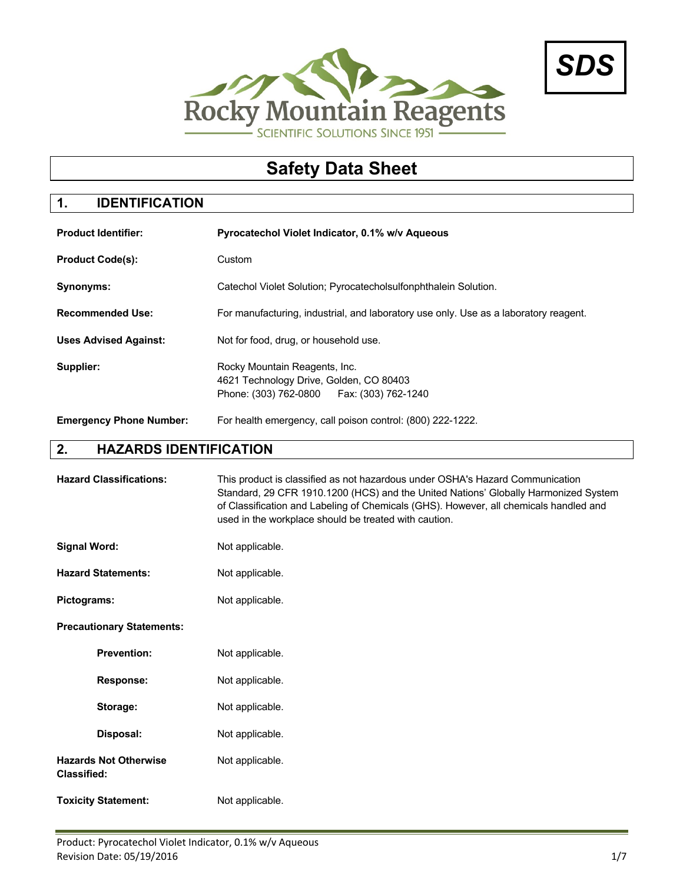Rocky Mountain Reagents

SCIENTIFIC SOLUTIONS SINCE 1951

**SDS**

# Safety Data Sheet

## 1. IDENTIFICATION

**Product Identifier:** **Pyrocatechol Violet Indicator, 0.1% w/v Aqueous**

**Product Code(s):** Custom

**Synonyms:** Catechol Violet Solution; Pyrocatecholsulfonphthalein Solution.

**Recommended Use:** For manufacturing, industrial, and laboratory use only. Use as a laboratory reagent.

**Uses Advised Against:** Not for food, drug, or household use.

**Supplier:** Rocky Mountain Reagents, Inc.
4621 Technology Drive, Golden, CO 80403
Phone: (303) 762-0800 Fax: (303) 762-1240

**Emergency Phone Number:** For health emergency, call poison control: (800) 222-1222.

## 2. HAZARDS IDENTIFICATION

**Hazard Classifications:** This product is classified as not hazardous under OSHA's Hazard Communication Standard, 29 CFR 1910.1200 (HCS) and the United Nations' Globally Harmonized System of Classification and Labeling of Chemicals (GHS). However, all chemicals handled and used in the workplace should be treated with caution.

**Signal Word:** Not applicable.

**Hazard Statements:** Not applicable.

**Pictograms:** Not applicable.

**Precautionary Statements:**

- **Prevention:** Not applicable.
- **Response:** Not applicable.
- **Storage:** Not applicable.
- **Disposal:** Not applicable.

**Hazards Not Otherwise Classified:** Not applicable.

**Toxicity Statement:** Not applicable.

Product: Pyrocatechol Violet Indicator, 0.1% w/v Aqueous
Revision Date: 05/19/2016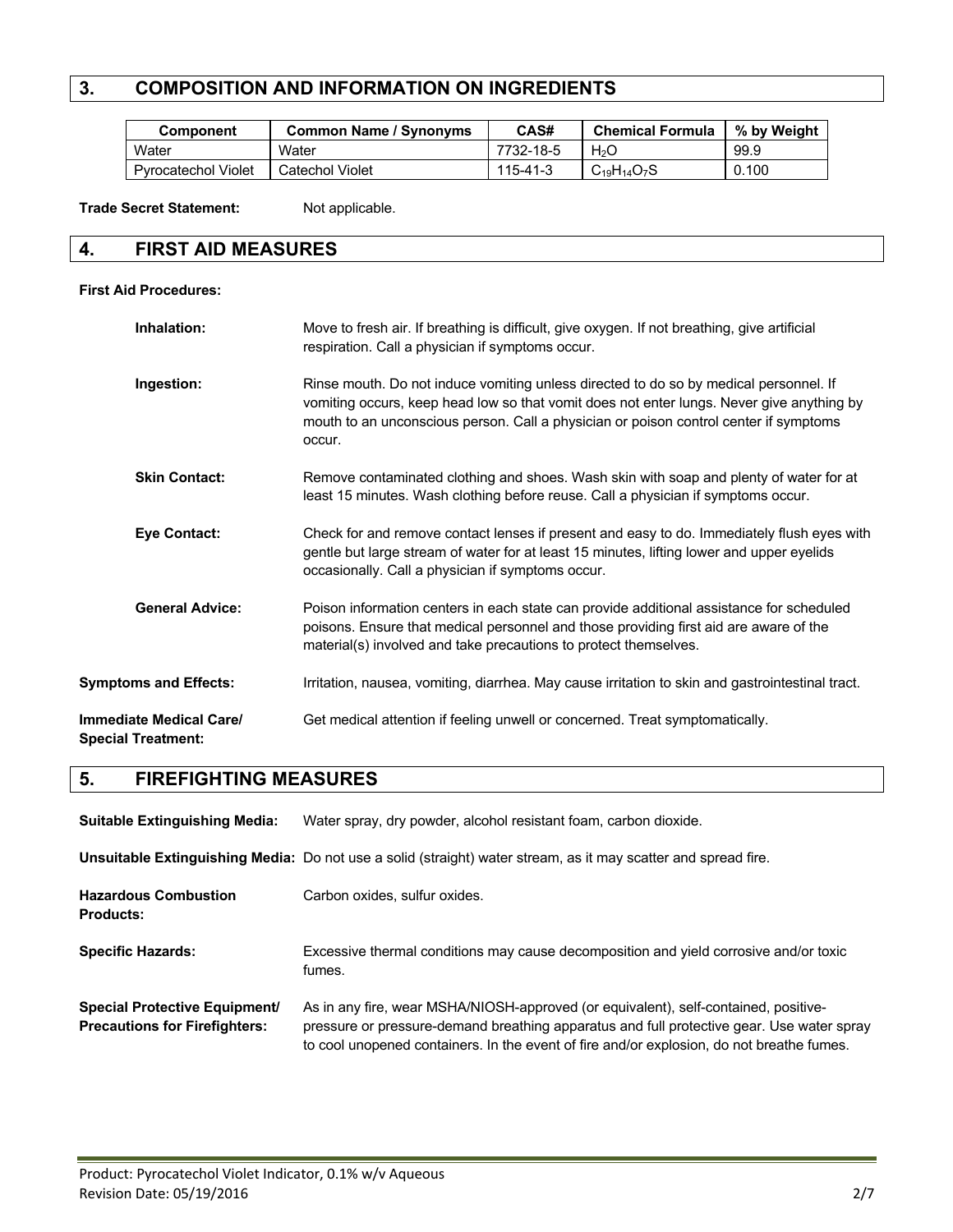## 3. COMPOSITION AND INFORMATION ON INGREDIENTS

| Component | Common Name / Synonyms | CAS# | Chemical Formula | % by Weight |
|---|---|---|---|---|
| Water | Water | 7732-18-5 | $H_2O$ | 99.9 |
| Pyrocatechol Violet | Catechol Violet | 115-41-3 | $C_{19}H_{14}O_7S$ | 0.100 |

**Trade Secret Statement:** Not applicable.

## 4. FIRST AID MEASURES

**First Aid Procedures:**

**Inhalation:** Move to fresh air. If breathing is difficult, give oxygen. If not breathing, give artificial respiration. Call a physician if symptoms occur.

**Ingestion:** Rinse mouth. Do not induce vomiting unless directed to do so by medical personnel. If vomiting occurs, keep head low so that vomit does not enter lungs. Never give anything by mouth to an unconscious person. Call a physician or poison control center if symptoms occur.

**Skin Contact:** Remove contaminated clothing and shoes. Wash skin with soap and plenty of water for at least 15 minutes. Wash clothing before reuse. Call a physician if symptoms occur.

**Eye Contact:** Check for and remove contact lenses if present and easy to do. Immediately flush eyes with gentle but large stream of water for at least 15 minutes, lifting lower and upper eyelids occasionally. Call a physician if symptoms occur.

**General Advice:** Poison information centers in each state can provide additional assistance for scheduled poisons. Ensure that medical personnel and those providing first aid are aware of the material(s) involved and take precautions to protect themselves.

**Symptoms and Effects:** Irritation, nausea, vomiting, diarrhea. May cause irritation to skin and gastrointestinal tract.

**Immediate Medical Care/ Special Treatment:** Get medical attention if feeling unwell or concerned. Treat symptomatically.

## 5. FIREFIGHTING MEASURES

**Suitable Extinguishing Media:** Water spray, dry powder, alcohol resistant foam, carbon dioxide.

**Unsuitable Extinguishing Media:** Do not use a solid (straight) water stream, as it may scatter and spread fire.

**Hazardous Combustion Products:** Carbon oxides, sulfur oxides.

**Specific Hazards:** Excessive thermal conditions may cause decomposition and yield corrosive and/or toxic fumes.

**Special Protective Equipment/ Precautions for Firefighters:** As in any fire, wear MSHA/NIOSH-approved (or equivalent), self-contained, positive-pressure or pressure-demand breathing apparatus and full protective gear. Use water spray to cool unopened containers. In the event of fire and/or explosion, do not breathe fumes.

Product: Pyrocatechol Violet Indicator, 0.1% w/v Aqueous
Revision Date: 05/19/2016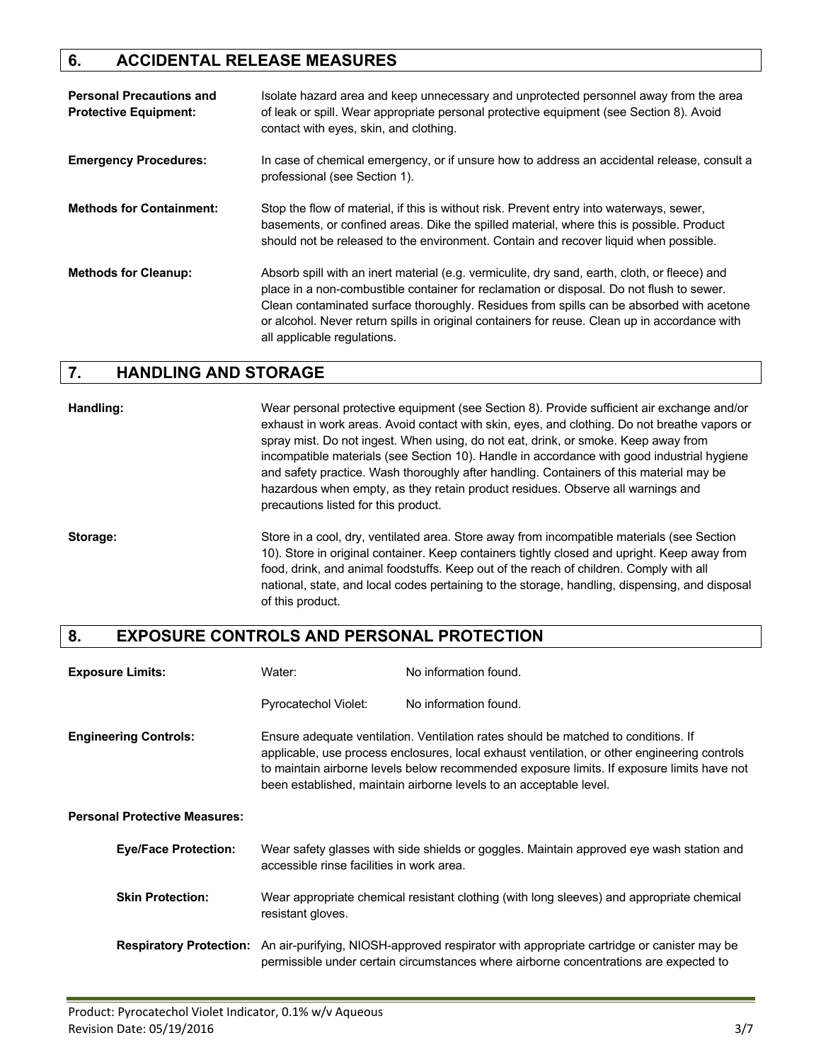## 6. ACCIDENTAL RELEASE MEASURES

**Personal Precautions and Protective Equipment:** Isolate hazard area and keep unnecessary and unprotected personnel away from the area of leak or spill. Wear appropriate personal protective equipment (see Section 8). Avoid contact with eyes, skin, and clothing.

**Emergency Procedures:** In case of chemical emergency, or if unsure how to address an accidental release, consult a professional (see Section 1).

**Methods for Containment:** Stop the flow of material, if this is without risk. Prevent entry into waterways, sewer, basements, or confined areas. Dike the spilled material, where this is possible. Product should not be released to the environment. Contain and recover liquid when possible.

**Methods for Cleanup:** Absorb spill with an inert material (e.g. vermiculite, dry sand, earth, cloth, or fleece) and place in a non-combustible container for reclamation or disposal. Do not flush to sewer. Clean contaminated surface thoroughly. Residues from spills can be absorbed with acetone or alcohol. Never return spills in original containers for reuse. Clean up in accordance with all applicable regulations.

## 7. HANDLING AND STORAGE

**Handling:** Wear personal protective equipment (see Section 8). Provide sufficient air exchange and/or exhaust in work areas. Avoid contact with skin, eyes, and clothing. Do not breathe vapors or spray mist. Do not ingest. When using, do not eat, drink, or smoke. Keep away from incompatible materials (see Section 10). Handle in accordance with good industrial hygiene and safety practice. Wash thoroughly after handling. Containers of this material may be hazardous when empty, as they retain product residues. Observe all warnings and precautions listed for this product.

**Storage:** Store in a cool, dry, ventilated area. Store away from incompatible materials (see Section 10). Store in original container. Keep containers tightly closed and upright. Keep away from food, drink, and animal foodstuffs. Keep out of the reach of children. Comply with all national, state, and local codes pertaining to the storage, handling, dispensing, and disposal of this product.

## 8. EXPOSURE CONTROLS AND PERSONAL PROTECTION

**Exposure Limits:**

| | |
|---|---|
| Water: | No information found. |
| Pyrocatechol Violet: | No information found. |

**Engineering Controls:** Ensure adequate ventilation. Ventilation rates should be matched to conditions. If applicable, use process enclosures, local exhaust ventilation, or other engineering controls to maintain airborne levels below recommended exposure limits. If exposure limits have not been established, maintain airborne levels to an acceptable level.

**Personal Protective Measures:**

**Eye/Face Protection:** Wear safety glasses with side shields or goggles. Maintain approved eye wash station and accessible rinse facilities in work area.

**Skin Protection:** Wear appropriate chemical resistant clothing (with long sleeves) and appropriate chemical resistant gloves.

**Respiratory Protection:** An air-purifying, NIOSH-approved respirator with appropriate cartridge or canister may be permissible under certain circumstances where airborne concentrations are expected to

Product: Pyrocatechol Violet Indicator, 0.1% w/v Aqueous
Revision Date: 05/19/2016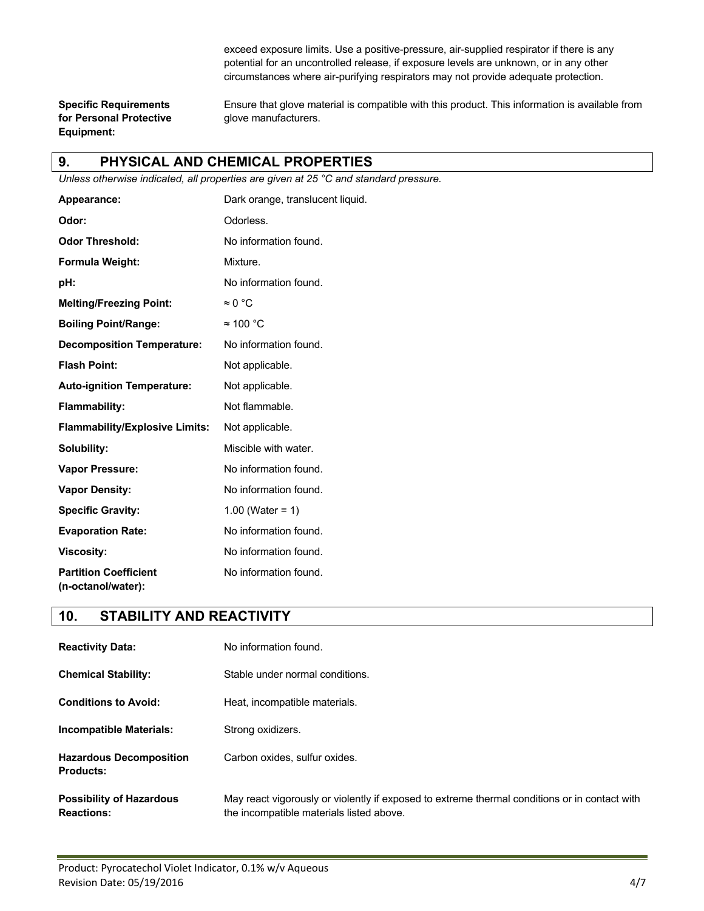exceed exposure limits. Use a positive-pressure, air-supplied respirator if there is any potential for an uncontrolled release, if exposure levels are unknown, or in any other circumstances where air-purifying respirators may not provide adequate protection.

**Specific Requirements for Personal Protective Equipment:** Ensure that glove material is compatible with this product. This information is available from glove manufacturers.

## 9. PHYSICAL AND CHEMICAL PROPERTIES

*Unless otherwise indicated, all properties are given at 25 °C and standard pressure.*

| | |
|---|---|
| **Appearance:** | Dark orange, translucent liquid. |
| **Odor:** | Odorless. |
| **Odor Threshold:** | No information found. |
| **Formula Weight:** | Mixture. |
| **pH:** | No information found. |
| **Melting/Freezing Point:** | ≈ 0 °C |
| **Boiling Point/Range:** | ≈ 100 °C |
| **Decomposition Temperature:** | No information found. |
| **Flash Point:** | Not applicable. |
| **Auto-ignition Temperature:** | Not applicable. |
| **Flammability:** | Not flammable. |
| **Flammability/Explosive Limits:** | Not applicable. |
| **Solubility:** | Miscible with water. |
| **Vapor Pressure:** | No information found. |
| **Vapor Density:** | No information found. |
| **Specific Gravity:** | 1.00 (Water = 1) |
| **Evaporation Rate:** | No information found. |
| **Viscosity:** | No information found. |
| **Partition Coefficient (n-octanol/water):** | No information found. |

## 10. STABILITY AND REACTIVITY

| | |
|---|---|
| **Reactivity Data:** | No information found. |
| **Chemical Stability:** | Stable under normal conditions. |
| **Conditions to Avoid:** | Heat, incompatible materials. |
| **Incompatible Materials:** | Strong oxidizers. |
| **Hazardous Decomposition Products:** | Carbon oxides, sulfur oxides. |
| **Possibility of Hazardous Reactions:** | May react vigorously or violently if exposed to extreme thermal conditions or in contact with the incompatible materials listed above. |

Product: Pyrocatechol Violet Indicator, 0.1% w/v Aqueous
Revision Date: 05/19/2016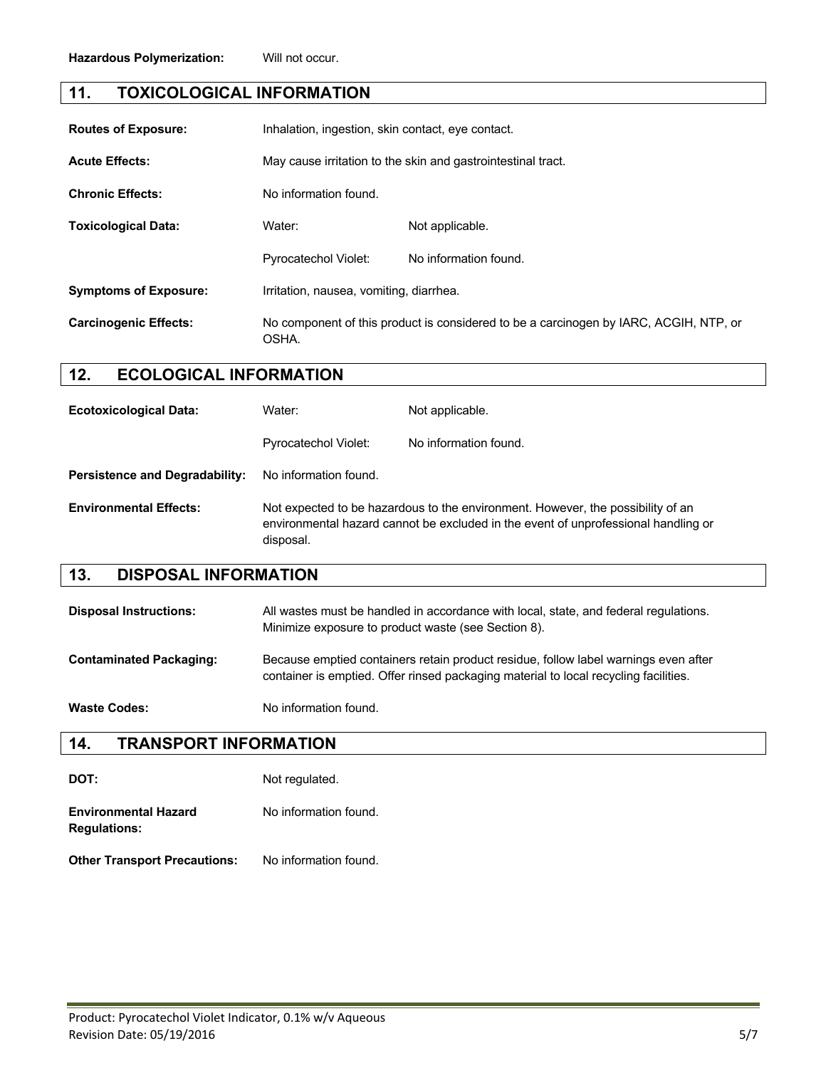**Hazardous Polymerization:** Will not occur.

## 11. TOXICOLOGICAL INFORMATION

**Routes of Exposure:** Inhalation, ingestion, skin contact, eye contact.

**Acute Effects:** May cause irritation to the skin and gastrointestinal tract.

**Chronic Effects:** No information found.

**Toxicological Data:**

| | |
|---|---|
| Water: | Not applicable. |
| Pyrocatechol Violet: | No information found. |

**Symptoms of Exposure:** Irritation, nausea, vomiting, diarrhea.

**Carcinogenic Effects:** No component of this product is considered to be a carcinogen by IARC, ACGIH, NTP, or OSHA.

## 12. ECOLOGICAL INFORMATION

**Ecotoxicological Data:**

| | |
|---|---|
| Water: | Not applicable. |
| Pyrocatechol Violet: | No information found. |

**Persistence and Degradability:** No information found.

**Environmental Effects:** Not expected to be hazardous to the environment. However, the possibility of an environmental hazard cannot be excluded in the event of unprofessional handling or disposal.

## 13. DISPOSAL INFORMATION

**Disposal Instructions:** All wastes must be handled in accordance with local, state, and federal regulations. Minimize exposure to product waste (see Section 8).

**Contaminated Packaging:** Because emptied containers retain product residue, follow label warnings even after container is emptied. Offer rinsed packaging material to local recycling facilities.

**Waste Codes:** No information found.

## 14. TRANSPORT INFORMATION

**DOT:** Not regulated.

**Environmental Hazard Regulations:** No information found.

**Other Transport Precautions:** No information found.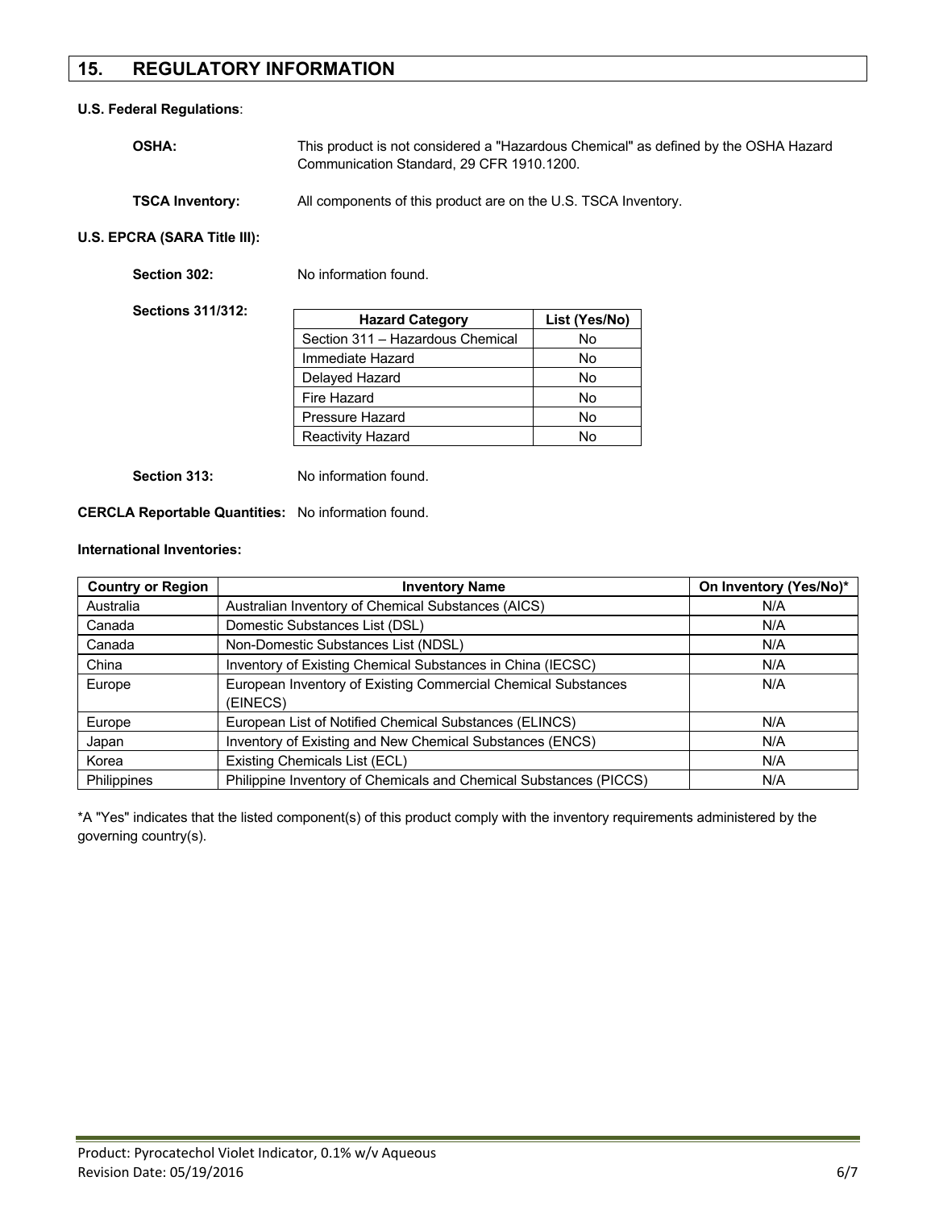## 15. REGULATORY INFORMATION

**U.S. Federal Regulations**:

**OSHA:** This product is not considered a "Hazardous Chemical" as defined by the OSHA Hazard Communication Standard, 29 CFR 1910.1200.

**TSCA Inventory:** All components of this product are on the U.S. TSCA Inventory.

**U.S. EPCRA (SARA Title III):**

**Section 302:** No information found.

**Sections 311/312:**

| Hazard Category | List (Yes/No) |
|---|---|
| Section 311 – Hazardous Chemical | No |
| Immediate Hazard | No |
| Delayed Hazard | No |
| Fire Hazard | No |
| Pressure Hazard | No |
| Reactivity Hazard | No |

**Section 313:** No information found.

**CERCLA Reportable Quantities:** No information found.

**International Inventories:**

| Country or Region | Inventory Name | On Inventory (Yes/No)* |
|---|---|---|
| Australia | Australian Inventory of Chemical Substances (AICS) | N/A |
| Canada | Domestic Substances List (DSL) | N/A |
| Canada | Non-Domestic Substances List (NDSL) | N/A |
| China | Inventory of Existing Chemical Substances in China (IECSC) | N/A |
| Europe | European Inventory of Existing Commercial Chemical Substances (EINECS) | N/A |
| Europe | European List of Notified Chemical Substances (ELINCS) | N/A |
| Japan | Inventory of Existing and New Chemical Substances (ENCS) | N/A |
| Korea | Existing Chemicals List (ECL) | N/A |
| Philippines | Philippine Inventory of Chemicals and Chemical Substances (PICCS) | N/A |

*A "Yes" indicates that the listed component(s) of this product comply with the inventory requirements administered by the governing country(s).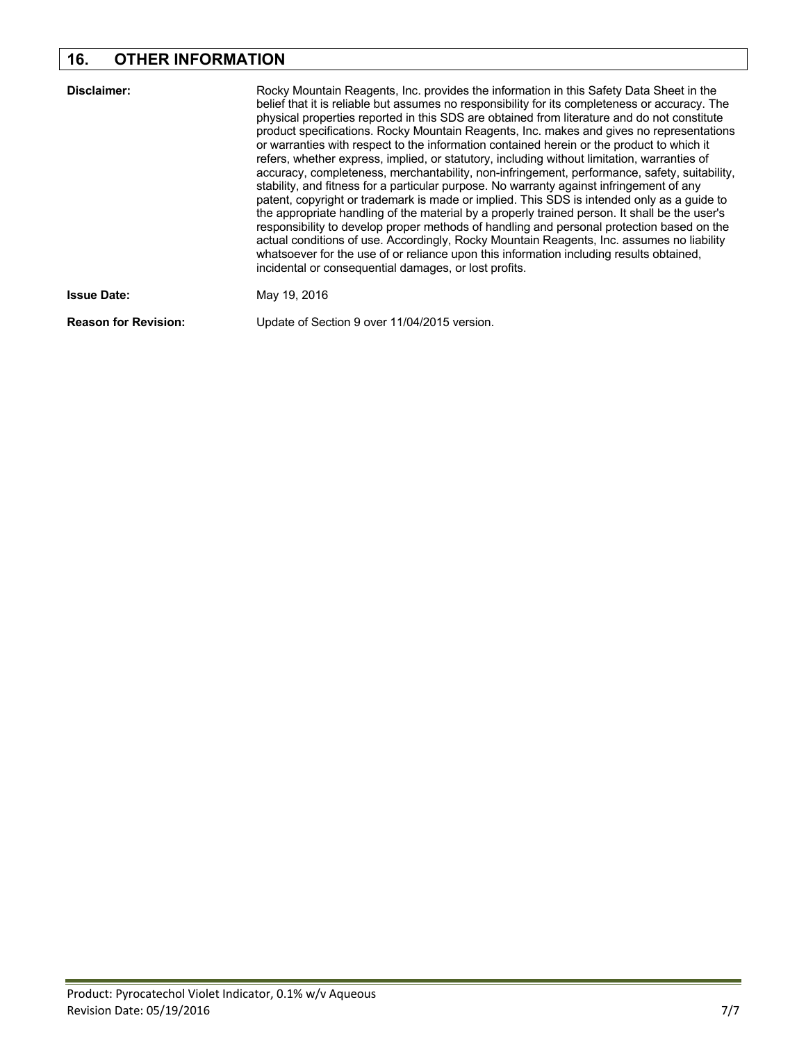## 16. OTHER INFORMATION

**Disclaimer:** Rocky Mountain Reagents, Inc. provides the information in this Safety Data Sheet in the belief that it is reliable but assumes no responsibility for its completeness or accuracy. The physical properties reported in this SDS are obtained from literature and do not constitute product specifications. Rocky Mountain Reagents, Inc. makes and gives no representations or warranties with respect to the information contained herein or the product to which it refers, whether express, implied, or statutory, including without limitation, warranties of accuracy, completeness, merchantability, non-infringement, performance, safety, suitability, stability, and fitness for a particular purpose. No warranty against infringement of any patent, copyright or trademark is made or implied. This SDS is intended only as a guide to the appropriate handling of the material by a properly trained person. It shall be the user's responsibility to develop proper methods of handling and personal protection based on the actual conditions of use. Accordingly, Rocky Mountain Reagents, Inc. assumes no liability whatsoever for the use of or reliance upon this information including results obtained, incidental or consequential damages, or lost profits.

**Issue Date:** May 19, 2016

**Reason for Revision:** Update of Section 9 over 11/04/2015 version.